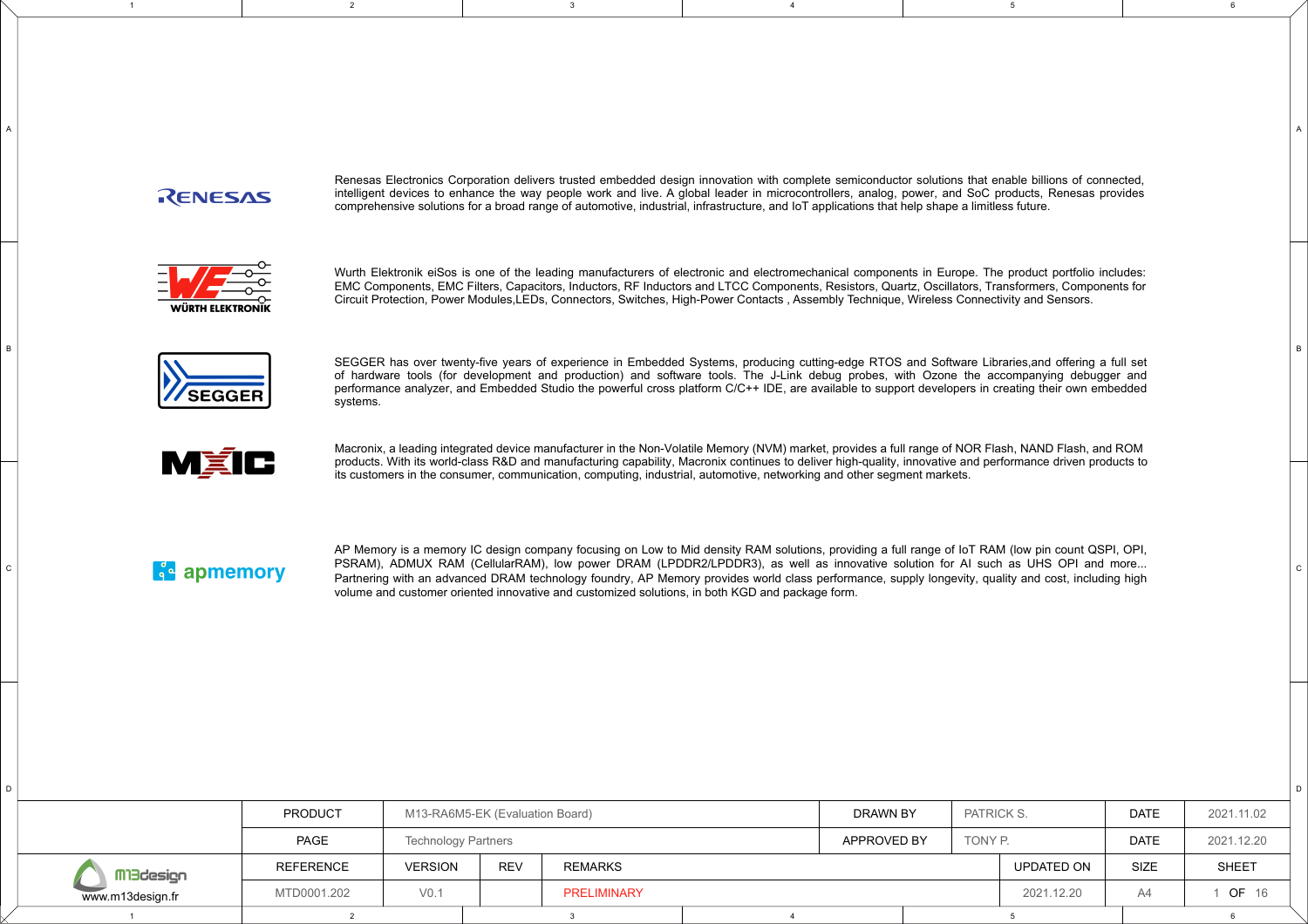RENESAS

Renesas Electronics Corporation delivers trusted embedded design innovation with complete semiconductor solutions that enable billions of connected, intelligent devices to enhance the way people work and live. A global leader in microcontrollers, analog, power, and SoC products, Renesas provides comprehensive solutions for a broad range of automotive, industrial, infrastructure, and IoT applications that help shape a limitless future.

WÜRTH ELEKTRONIK

Wurth Elektronik eiSos is one of the leading manufacturers of electronic and electromechanical components in Europe. The product portfolio includes: EMC Components, EMC Filters, Capacitors, Inductors, RF Inductors and LTCC Components, Resistors, Quartz, Oscillators, Transformers, Components for Circuit Protection, Power Modules,LEDs, Connectors, Switches, High-Power Contacts , Assembly Technique, Wireless Connectivity and Sensors.

SEGGER

SEGGER has over twenty-five years of experience in Embedded Systems, producing cutting-edge RTOS and Software Libraries,and offering a full set of hardware tools (for development and production) and software tools. The J-Link debug probes, with Ozone the accompanying debugger and performance analyzer, and Embedded Studio the powerful cross platform C/C++ IDE, are available to support developers in creating their own embedded systems.

MXIC

Macronix, a leading integrated device manufacturer in the Non-Volatile Memory (NVM) market, provides a full range of NOR Flash, NAND Flash, and ROM products. With its world-class R&D and manufacturing capability, Macronix continues to deliver high-quality, innovative and performance driven products to its customers in the consumer, communication, computing, industrial, automotive, networking and other segment markets.

apmemory

AP Memory is a memory IC design company focusing on Low to Mid density RAM solutions, providing a full range of IoT RAM (low pin count QSPI, OPI, PSRAM), ADMUX RAM (CellularRAM), low power DRAM (LPDDR2/LPDDR3), as well as innovative solution for AI such as UHS OPI and more... Partnering with an advanced DRAM technology foundry, AP Memory provides world class performance, supply longevity, quality and cost, including high volume and customer oriented innovative and customized solutions, in both KGD and package form.

| | | | | | | | | |
|---|---|---|---|---|---|---|---|---|
| m13design | PRODUCT | M13-RA6M5-EK (Evaluation Board) | | | DRAWN BY | PATRICK S. | DATE | 2021.11.02 |
| www.m13design.fr | PAGE | Technology Partners | | | APPROVED BY | TONY P. | DATE | 2021.12.20 |
| | REFERENCE | VERSION | REV | REMARKS | | UPDATED ON | SIZE | SHEET |
| | MTD0001.202 | V0.1 | | PRELIMINARY | | 2021.12.20 | A4 | 1 OF 16 |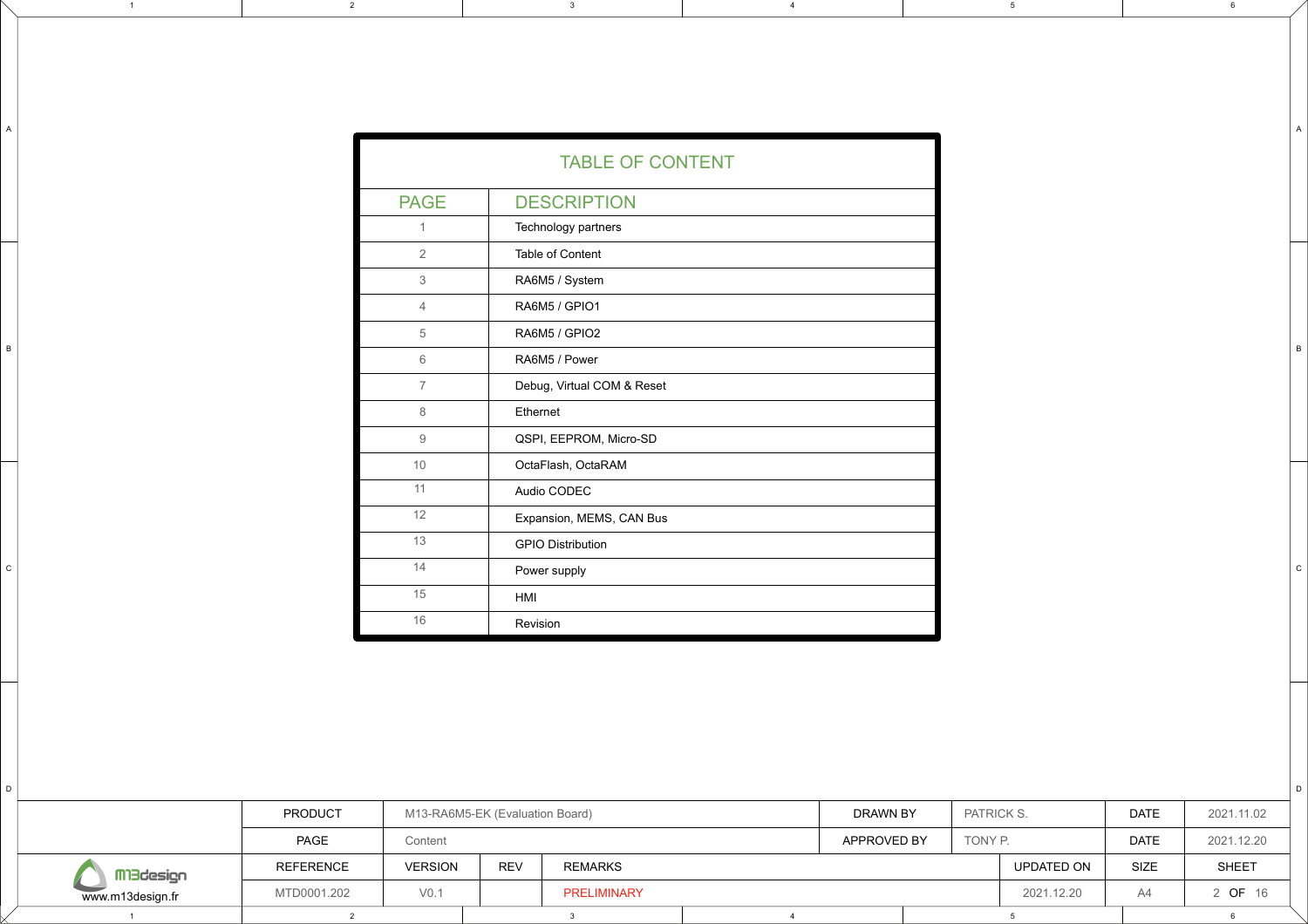# TABLE OF CONTENT

| PAGE | DESCRIPTION |
| --- | --- |
| 1 | Technology partners |
| 2 | Table of Content |
| 3 | RA6M5 / System |
| 4 | RA6M5 / GPIO1 |
| 5 | RA6M5 / GPIO2 |
| 6 | RA6M5 / Power |
| 7 | Debug, Virtual COM & Reset |
| 8 | Ethernet |
| 9 | QSPI, EEPROM, Micro-SD |
| 10 | OctaFlash, OctaRAM |
| 11 | Audio CODEC |
| 12 | Expansion, MEMS, CAN Bus |
| 13 | GPIO Distribution |
| 14 | Power supply |
| 15 | HMI |
| 16 | Revision |

| PRODUCT | M13-RA6M5-EK (Evaluation Board) | | | DRAWN BY | PATRICK S. | DATE | 2021.11.02 |
| --- | --- | --- | --- | --- | --- | --- | --- |
| PAGE | Content | | | APPROVED BY | TONY P. | DATE | 2021.12.20 |
| REFERENCE | VERSION | REV | REMARKS | | UPDATED ON | SIZE | SHEET |
| MTD0001.202 | V0.1 | | PRELIMINARY | | 2021.12.20 | A4 | 2 OF 16 |

m13design
www.m13design.fr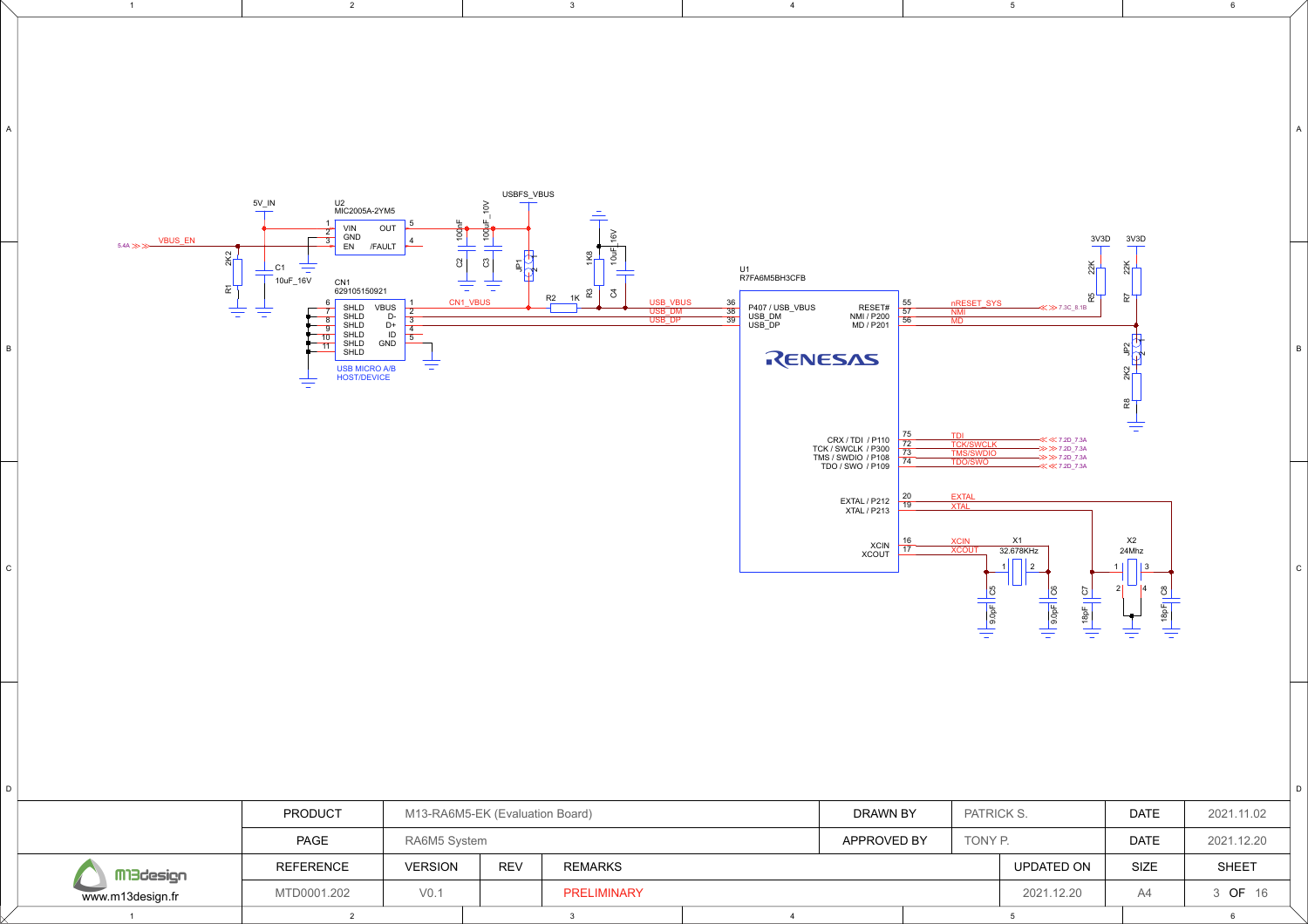U2
MIC2005A-2YM5

| Pin | Name |
| --- | --- |
| 1 | VIN |
| 2 | GND |
| 3 | EN |
| 5 | OUT |
| 4 | /FAULT |

5V_IN

5.4A VBUS_EN

R1 2K2

C1 10uF_16V

C2 100nF

C3 100uF_10V

USBFS_VBUS

JP1

R3 1K8

C4 10uF_16V

R2 1K

CN1_VBUS

CN1
629105150921

| Pin | Name |
| --- | --- |
| 6 | SHLD |
| 7 | SHLD |
| 8 | SHLD |
| 9 | SHLD |
| 10 | SHLD |
| 11 | SHLD |
| 1 | VBUS |
| 2 | D- |
| 3 | D+ |
| 4 | ID |
| 5 | GND |

USB MICRO A/B
HOST/DEVICE

U1
R7FA6M5BH3CFB

RENESAS

| Pin | Name | Net |
| --- | --- | --- |
| 36 | P407 / USB_VBUS | USB_VBUS |
| 38 | USB_DM | USB_DM |
| 39 | USB_DP | USB_DP |
| 55 | RESET# | nRESET_SYS (7.3C_8.1B) |
| 57 | NMI / P200 | NMI |
| 56 | MD / P201 | MD |
| 75 | CRX / TDI / P110 | TDI (7.2D_7.3A) |
| 72 | TCK / SWCLK / P300 | TCK/SWCLK (7.2D_7.3A) |
| 73 | TMS / SWDIO / P108 | TMS/SWDIO (7.2D_7.3A) |
| 74 | TDO / SWO / P109 | TDO/SWO (7.2D_7.3A) |
| 20 | EXTAL / P212 | EXTAL |
| 19 | XTAL / P213 | XTAL |
| 16 | XCIN | XCIN |
| 17 | XCOUT | XCOUT |

R5 22K (3V3D)

R7 22K (3V3D)

JP2

R8 2K2

X1 32.678KHz

C5 9.0pF

C6 9.0pF

X2 24Mhz

C7 18pF

C8 18pF

| PRODUCT | M13-RA6M5-EK (Evaluation Board) | | | DRAWN BY | PATRICK S. | DATE | 2021.11.02 |
| --- | --- | --- | --- | --- | --- | --- | --- |
| PAGE | RA6M5 System | | | APPROVED BY | TONY P. | DATE | 2021.12.20 |
| REFERENCE | VERSION | REV | REMARKS | | UPDATED ON | SIZE | SHEET |
| MTD0001.202 | V0.1 | | PRELIMINARY | | 2021.12.20 | A4 | 3 OF 16 |

m13design
www.m13design.fr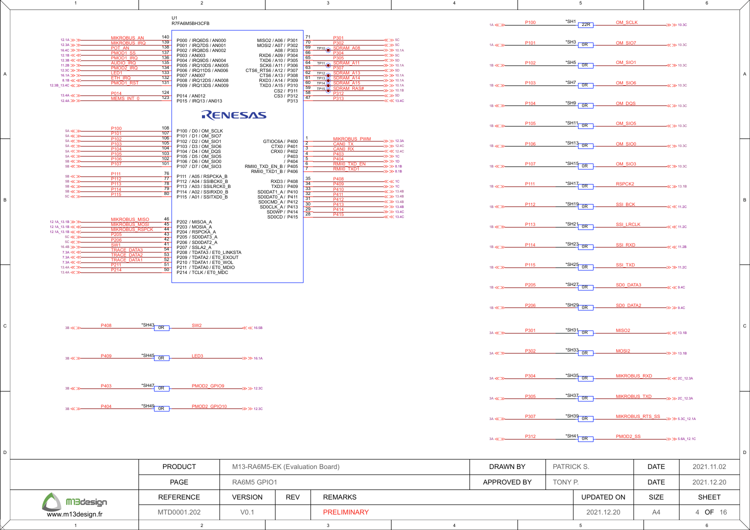U1
R7FA6M5BH3CFB

| Net | Pin | Function |
|---|---|---|
| MIKROBUS_AN | 140 | P000 / IRQ6DS / AN000 |
| MIKROBUS_IRQ | 139 | P001 / IRQ7DS / AN001 |
| POT_AN | 138 | P002 / IRQ8DS / AN002 |
| PMOD1_SS | 137 | P003 / AN003 |
| PMOD1_IRQ | 136 | P004 / IRQ9DS / AN004 |
| AUDIO_IRQ | 135 | P005 / IRQ10DS / AN005 |
| PMOD2_IRQ | 134 | P006 / IRQ11DS / AN006 |
| LED1 | 133 | P007 / AN007 |
| ETH_IRQ | 132 | P008 / IRQ12DS / AN008 |
| PMOD1_RST | 131 | P009 / IRQ13DS / AN009 |
| P014 | 124 | P014 / AN012 |
| MEMS_INT_0 | 123 | P015 / IRQ13 / AN013 |
| P100 | 108 | P100 / D0 / OM_SCLK |
| P101 | 107 | P101 / D1 / OM_SIO7 |
| P102 | 106 | P102 / D2 / OM_SIO1 |
| P103 | 105 | P103 / D3 / OM_SIO6 |
| P104 | 104 | P104 / D4 / OM_DQS |
| P105 | 103 | P105 / D5 / OM_SIO5 |
| P106 | 102 | P106 / D6 / OM_SIO0 |
| P107 | 101 | P107 / D7 / OM_SIO3 |
| P111 | 76 | P111 / A05 / RSPCKA_B |
| P112 | 77 | P112 / A04 / SSIBCK0_B |
| P113 | 78 | P113 / A03 / SSILRCK0_B |
| P114 | 79 | P114 / A02 / SSIRXD0_B |
| P115 | 80 | P115 / A01 / SSITXD0_B |
| MIKROBUS_MISO | 46 | P202 / MISOA_A |
| MIKROBUS_MOSI | 45 | P203 / MOSIA_A |
| MIKROBUS_RSPCK | 44 | P204 / RSPCKA_A |
| P205 | 43 | P205 / SD0DAT3_A |
| P206 | 42 | P206 / SD0DAT2_A |
| SW1 | 41 | P207 / SSLA2_A |
| TRACE_DATA3 | 54 | P208 / TDATA3 / ET0_LINKSTA |
| TRACE_DATA2 | 53 | P209 / TDATA2 / ET0_EXOUT |
| TRACE_DATA1 | 52 | P210 / TDATA1 / ET0_WOL |
| P211 | 51 | P211 / TDATA0 / ET0_MDIO |
| P214 | 50 | P214 / TCLK / ET0_MDC |

| Function | Pin | Net |
|---|---|---|
| MISO2 / A06 / P301 | 71 | P301 |
| MOSI2 / A07 / P302 | 70 | P302 |
| A08 / P303 | 69 | SDRAM_A08 (TP10) |
| RXD6 / A09 / P304 | 66 | P304 |
| TXD6 / A10 / P305 | 65 | P305 |
| SCK6 / A11 / P306 | 64 | SDRAM_A11 (TP11) |
| CTS6_RTS6 / A12 / P307 | 63 | P307 |
| CTS6 / A13 / P308 | 62 | SDRAM_A13 (TP12) |
| RXD3 / A14 / P309 | 61 | SDRAM_A14 (TP13) |
| TXD3 / A15 / P310 | 60 | SDRAM_A15 (TP14) |
| CS2 / P311 | 59 | SDRAM_RAS# (TP15) |
| CS3 / P312 | 58 | P312 |
| P313 | 47 | P313 |
| GTIOC6A / P400 | 1 | MIKROBUS_PWM |
| CTX0 / P401 | 2 | CAN0_TX |
| CRX0 / P402 | 3 | CAN0_RX |
| / P403 | 4 | P403 |
| / P404 | 5 | P404 |
| RMII0_TXD_EN_B / P405 | 6 | RMII0_TXD_EN |
| RMII0_TXD1_B / P406 | 7 | RMII0_TXD1 |
| RXD3 / P408 | 35 | P408 |
| TXD3 / P409 | 34 | P409 |
| SD0DAT1_A / P410 | 33 | P410 |
| SD0DAT0_A / P411 | 32 | P411 |
| SD0CMD_A / P412 | 31 | P412 |
| SD0CLK_A / P413 | 30 | P413 |
| SD0WP / P414 | 29 | P414 |
| SD0CD / P415 | 28 | P415 |

| From | Resistor | Value | To |
|---|---|---|---|
| P408 | *SH43 | 0R | SW2 |
| P409 | *SH45 | 0R | LED3 |
| P403 | *SH47 | 0R | PMOD2_GPIO9 |
| P404 | *SH49 | 0R | PMOD2_GPIO10 |
| P100 | *SH1 | 22R | OM_SCLK |
| P101 | *SH3 | 0R | OM_SIO7 |
| P102 | *SH5 | 0R | OM_SIO1 |
| P103 | *SH7 | 0R | OM_SIO6 |
| P104 | *SH9 | 0R | OM_DQS |
| P105 | *SH11 | 0R | OM_SIO5 |
| P106 | *SH13 | 0R | OM_SIO0 |
| P107 | *SH15 | 0R | OM_SIO3 |
| P111 | *SH17 | 0R | RSPCK2 |
| P112 | *SH19 | 0R | SSI_BCK |
| P113 | *SH21 | 0R | SSI_LRCLK |
| P114 | *SH23 | 0R | SSI_RXD |
| P115 | *SH25 | 0R | SSI_TXD |
| P205 | *SH27 | 0R | SD0_DATA3 |
| P206 | *SH29 | 0R | SD0_DATA2 |
| P301 | *SH31 | 0R | MISO2 |
| P302 | *SH33 | 0R | MOSI2 |
| P304 | *SH35 | 0R | MIKROBUS_RXD |
| P305 | *SH37 | 0R | MIKROBUS_TXD |
| P307 | *SH39 | 0R | MIKROBUS_RTS_SS |
| P312 | *SH41 | 0R | PMOD2_SS |

| PRODUCT | M13-RA6M5-EK (Evaluation Board) | | | DRAWN BY | PATRICK S. | DATE | 2021.11.02 |
|---|---|---|---|---|---|---|---|
| PAGE | RA6M5 GPIO1 | | | APPROVED BY | TONY P. | DATE | 2021.12.20 |
| REFERENCE | VERSION | REV | REMARKS | | UPDATED ON | SIZE | SHEET |
| MTD0001.202 | V0.1 | | PRELIMINARY | | 2021.12.20 | A4 | 4 OF 16 |

m13design
www.m13design.fr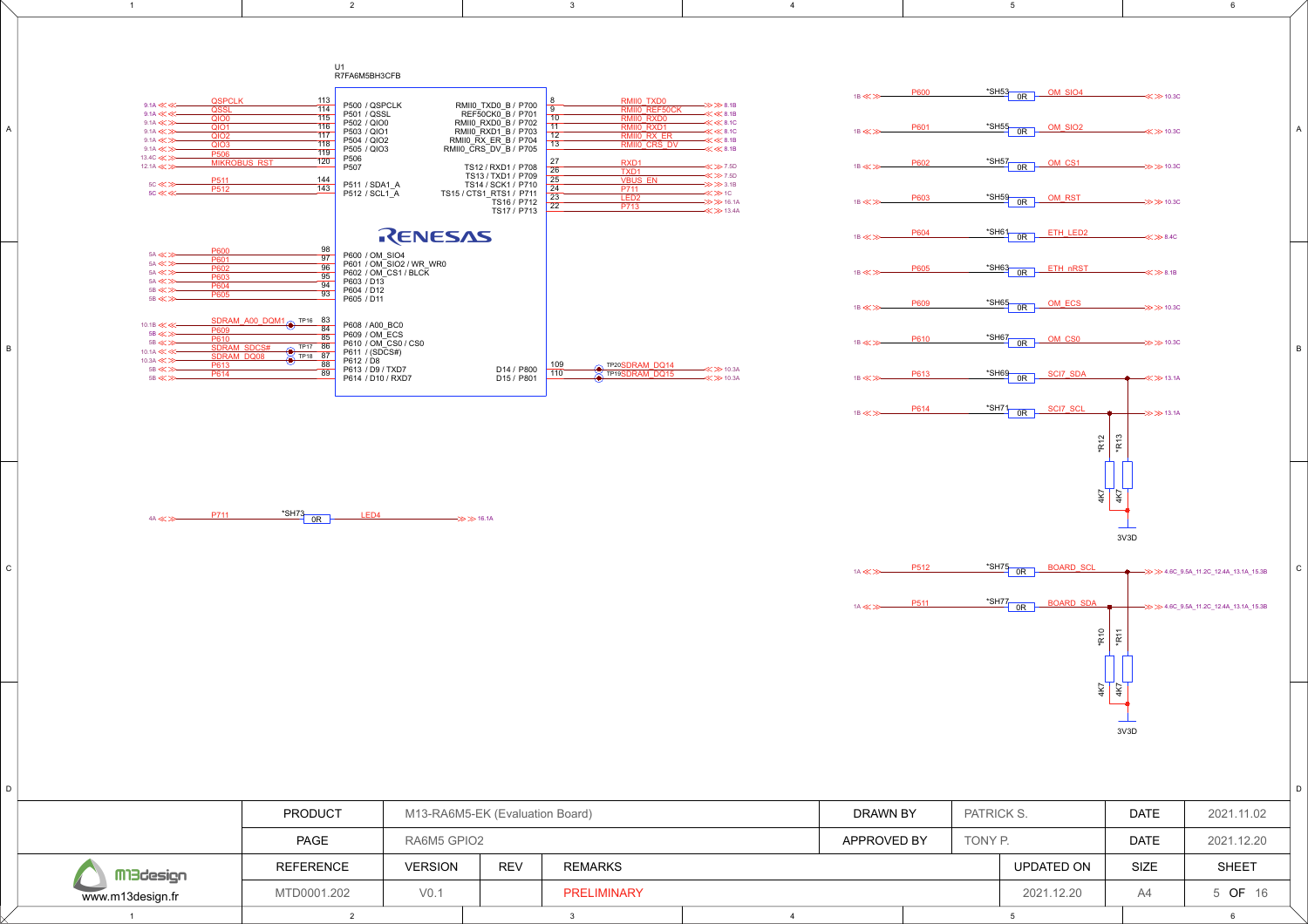U1
R7FA6M5BH3CFB

| Net | Ref | Pin | Function |
|---|---|---|---|
| QSPCLK | 9.1A | 113 | P500 / QSPCLK |
| QSSL | 9.1A | 114 | P501 / QSSL |
| QIO0 | 9.1A | 115 | P502 / QIO0 |
| QIO1 | 9.1A | 116 | P503 / QIO1 |
| QIO2 | 9.1A | 117 | P504 / QIO2 |
| QIO3 | 9.1A | 118 | P505 / QIO3 |
| P506 | 13.4C | 119 | P506 |
| MIKROBUS_RST | 12.1A | 120 | P507 |
| P511 | 5C | 144 | P511 / SDA1_A |
| P512 | 5C | 143 | P512 / SCL1_A |

| Function | Pin | Net | Ref |
|---|---|---|---|
| RMII0_TXD0_B / P700 | 8 | RMII0_TXD0 | 8.1B |
| REF50CK0_B / P701 | 9 | RMII0_REF50CK | 8.1B |
| RMII0_RXD0_B / P702 | 10 | RMII0_RXD0 | 8.1C |
| RMII0_RXD1_B / P703 | 11 | RMII0_RXD1 | 8.1C |
| RMII0_RX_ER_B / P704 | 12 | RMII0_RX_ER | 8.1B |
| RMII0_CRS_DV_B / P705 | 13 | RMII0_CRS_DV | 8.1B |
| TS12 / RXD1 / P708 | 27 | RXD1 | 7.5D |
| TS13 / TXD1 / P709 | 26 | TXD1 | 7.5D |
| TS14 / SCK1 / P710 | 25 | VBUS_EN | 3.1B |
| TS15 / CTS1_RTS1 / P711 | 24 | P711 | 1C |
| TS16 / P712 | 23 | LED2 | 16.1A |
| TS17 / P713 | 22 | P713 | 13.4A |

RENESAS

| Net | Ref | Pin | Function |
|---|---|---|---|
| P600 | 5A | 98 | P600 / OM_SIO4 |
| P601 | 5A | 97 | P601 / OM_SIO2 / WR_WR0 |
| P602 | 5A | 96 | P602 / OM_CS1 / BLCK |
| P603 | 5A | 95 | P603 / D13 |
| P604 | 5B | 94 | P604 / D12 |
| P605 | 5B | 93 | P605 / D11 |
| SDRAM_A00_DQM1 (TP16) | 10.1B | 83 | P608 / A00_BC0 |
| P609 | 5B | 84 | P609 / OM_ECS |
| P610 | 5B | 85 | P610 / OM_CS0 / CS0 |
| SDRAM_SDCS# (TP17) | 10.1A | 86 | P611 / (SDCS#) |
| SDRAM_DQ08 (TP18) | 10.3A | 87 | P612 / D8 |
| P613 | 5B | 88 | P613 / D9 / TXD7 |
| P614 | 5B | 89 | P614 / D10 / RXD7 |

| Function | Pin | Net | Ref |
|---|---|---|---|
| D14 / P800 | 109 | SDRAM_DQ14 (TP20) | 10.3A |
| D15 / P801 | 110 | SDRAM_DQ15 (TP19) | 10.3A |

P711 (4A) — *SH73 0R — LED4 (16.1A)

| Net | Ref | Jumper | Value | Net | Ref |
|---|---|---|---|---|---|
| P600 | 1B | *SH53 | 0R | OM_SIO4 | 10.3C |
| P601 | 1B | *SH55 | 0R | OM_SIO2 | 10.3C |
| P602 | 1B | *SH57 | 0R | OM_CS1 | 10.3C |
| P603 | 1B | *SH59 | 0R | OM_RST | 10.3C |
| P604 | 1B | *SH61 | 0R | ETH_LED2 | 8.4C |
| P605 | 1B | *SH63 | 0R | ETH_nRST | 8.1B |
| P609 | 1B | *SH65 | 0R | OM_ECS | 10.3C |
| P610 | 1B | *SH67 | 0R | OM_CS0 | 10.3C |
| P613 | 1B | *SH69 | 0R | SCI7_SDA | 13.1A |
| P614 | 1B | *SH71 | 0R | SCI7_SCL | 13.1A |
| P512 | 1A | *SH75 | 0R | BOARD_SCL | 4.6C_9.5A_11.2C_12.4A_13.1A_15.3B |
| P511 | 1A | *SH77 | 0R | BOARD_SDA | 4.6C_9.5A_11.2C_12.4A_13.1A_15.3B |

Pull-ups: *R12 4K7, *R13 4K7 to 3V3D (SCI7_SCL / SCI7_SDA); *R10 4K7, *R11 4K7 to 3V3D (BOARD_SDA / BOARD_SCL)

| PRODUCT | M13-RA6M5-EK (Evaluation Board) | | | DRAWN BY | PATRICK S. | DATE | 2021.11.02 |
|---|---|---|---|---|---|---|---|
| PAGE | RA6M5 GPIO2 | | | APPROVED BY | TONY P. | DATE | 2021.12.20 |
| REFERENCE | VERSION | REV | REMARKS | | UPDATED ON | SIZE | SHEET |
| MTD0001.202 | V0.1 | | PRELIMINARY | | 2021.12.20 | A4 | 5 OF 16 |

m13design
www.m13design.fr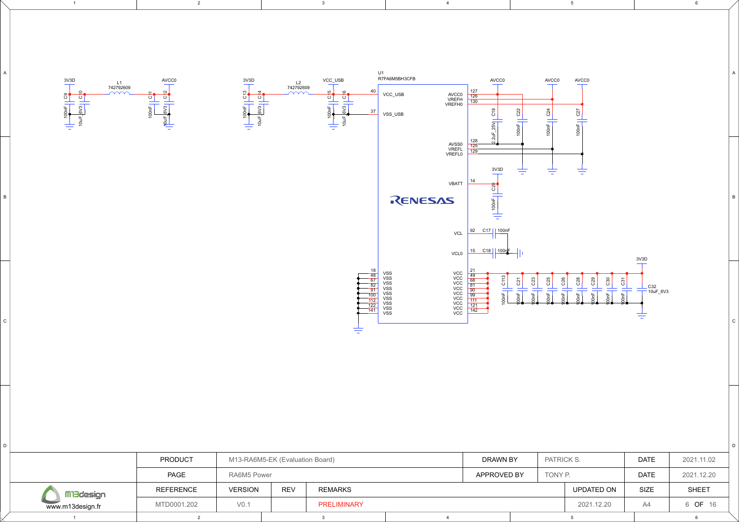U1
R7FA6M5BH3CFB

| Pin | Name | Pin | Name |
|---|---|---|---|
| 40 | VCC_USB | 127 | AVCC0 |
| 37 | VSS_USB | 126 | VREFH |
| 18, 48, 67, 82, 91, 100, 112, 122, 141 | VSS | 130 | VREFH0 |
| | | 128 | AVSS0 |
| | | 125 | VREFL |
| | | 129 | VREFL0 |
| | | 14 | VBATT |
| | | 92 | VCL |
| | | 15 | VCL0 |
| | | 21, 49, 68, 81, 90, 99, 111, 121, 142 | VCC |

3V3D — L1 742792609 — AVCC0 (C9 100nF, C10 10uF_6V3, C11 100nF, C12 10uF_6V3)

3V3D — L2 742792609 — VCC_USB (C13 100nF, C14 10uF_6V3, C15 100nF, C16 10uF_6V3)

AVCC0: C19 2.2uF_25V, C22 100nF, C24 100nF, C27 100nF

3V3D: C20 100nF

C17 100nF, C18 100nF

3V3D: C113, C21, C23, C25, C26, C28, C29, C30, C31 100nF; C32 10uF_6V3

RENESAS

| PRODUCT | M13-RA6M5-EK (Evaluation Board) | | | DRAWN BY | PATRICK S. | DATE | 2021.11.02 |
|---|---|---|---|---|---|---|---|
| PAGE | RA6M5 Power | | | APPROVED BY | TONY P. | DATE | 2021.12.20 |
| REFERENCE | VERSION | REV | REMARKS | | UPDATED ON | SIZE | SHEET |
| MTD0001.202 | V0.1 | | PRELIMINARY | | 2021.12.20 | A4 | 6 OF 16 |

m13design
www.m13design.fr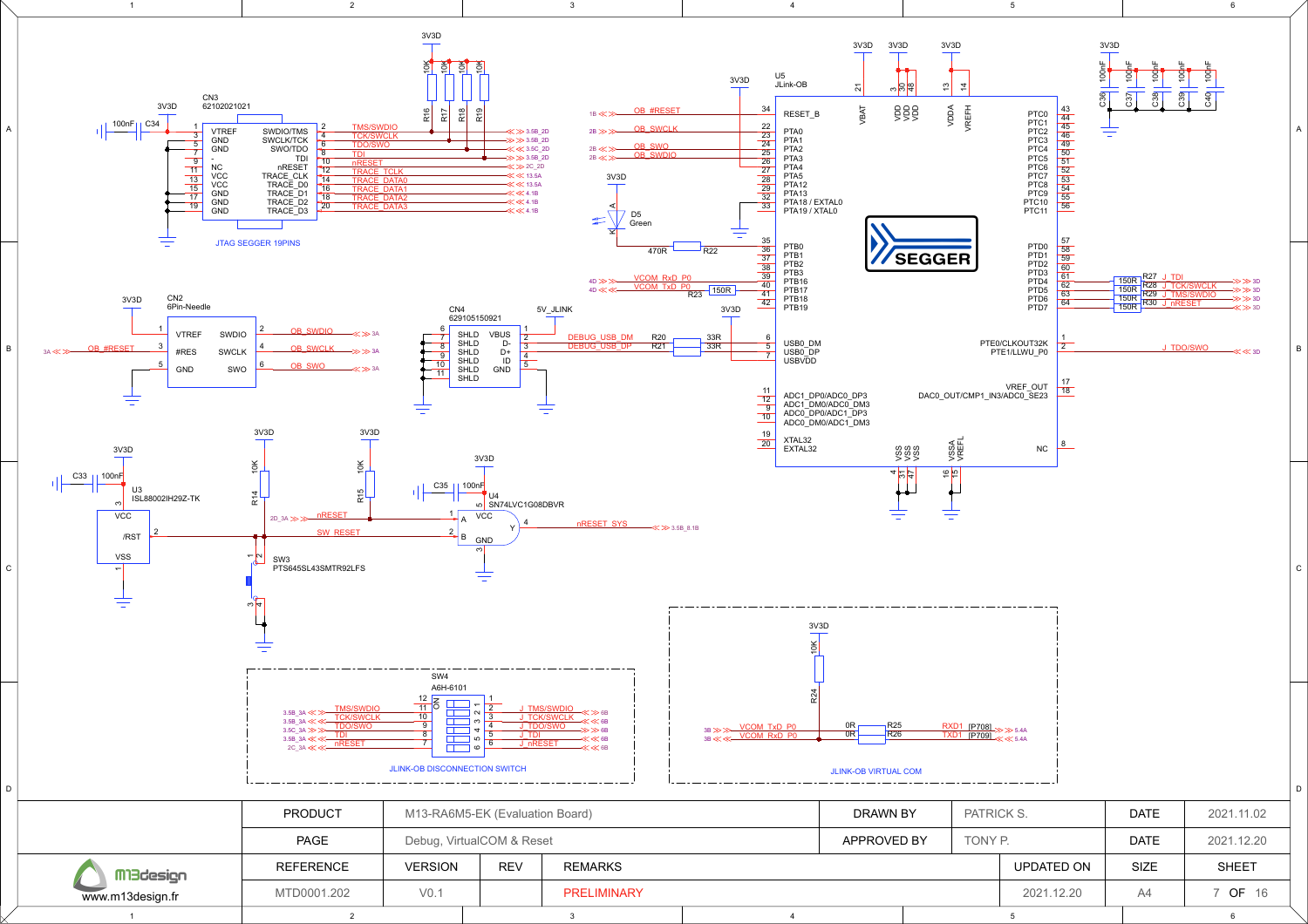JTAG SEGGER 19PINS

JLINK-OB DISCONNECTION SWITCH

JLINK-OB VIRTUAL COM

| PRODUCT | M13-RA6M5-EK (Evaluation Board) | | | DRAWN BY | PATRICK S. | DATE | 2021.11.02 |
|---|---|---|---|---|---|---|---|
| PAGE | Debug, VirtualCOM & Reset | | | APPROVED BY | TONY P. | DATE | 2021.12.20 |
| REFERENCE | VERSION | REV | REMARKS | | UPDATED ON | SIZE | SHEET |
| MTD0001.202 | V0.1 | | PRELIMINARY | | 2021.12.20 | A4 | 7 OF 16 |

www.m13design.fr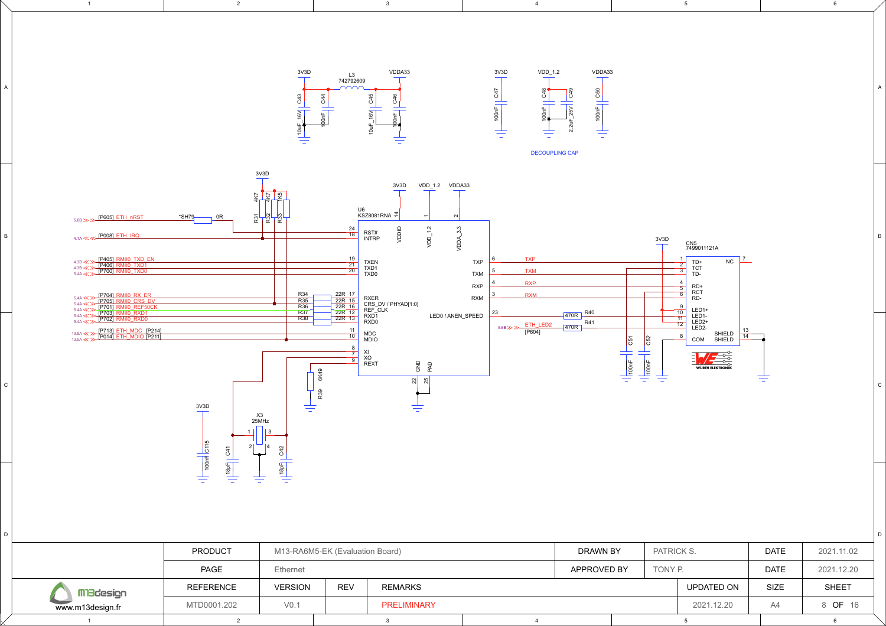3V3D

L3
742792609

VDDA33

C43 10uF_16V | C44 100nF | C45 10uF_16V | C46 100nF

3V3D | VDD_1.2 | VDDA33

C47 100nF | C48 100nF | C49 2.2uF_25V | C50 100nF

DECOUPLING CAP

3V3D

R31 4K7 | R32 4K7 | R33 1K5

3V3D | VDD_1.2 | VDDA33

U6
KSZ8081RNA

5.6B [P605] ETH_nRST — *SH79 — 0R — 24 RST#

4.1A [P008] ETH_IRQ — 18 INTRP

VDDIO 14 | VDD_1.2 1 | VDDA_3.3 2

4.3B [P405] RMII0_TXD_EN — 19 TXEN

4.3B [P406] RMII0_TXD1 — 21 TXD1

5.4A [P700] RMII0_TXD0 — 20 TXD0

5.4A [P704] RMII0_RX_ER — R34 22R — 17 RXER

5.4A [P705] RMII0_CRS_DV — R35 22R — 15 CRS_DV / PHYAD[1:0]

5.4A [P701] RMII0_REF50CK — R36 22R — 16 REF_CLK

5.4A [P703] RMII0_RXD1 — R37 22R — 12 RXD1

5.4A [P702] RMII0_RXD0 — R38 22R — 13 RXD0

13.5A [P713] ETH_MDC [P214] — 11 MDC

13.5A [P014] ETH_MDIO [P211] — 10 MDIO

8 XI | 7 XO | 9 REXT

GND 22 | PAD 25

R39 6K49

TXP 6 — TXP
TXM 5 — TXM
RXP 4 — RXP
RXM 3 — RXM

LED0 / ANEN_SPEED 23 — R40 470R

5.6B [P604] ETH_LED2 — R41 470R

3V3D

C51 100nF | C52 100nF

CN5
7499011121A

1 TD+ | 2 TCT | 3 TD- | 4 RD+ | 5 RCT | 6 RD- | 9 LED1+ | 10 LED1- | 11 LED2+ | 12 LED2- | 8 COM | NC 7 | SHIELD 13 | SHIELD 14

WÜRTH ELEKTRONIK

3V3D

C115 100nF

X3
25MHz

C41 18pF | C42 18pF

| | | | | | |
|---|---|---|---|---|---|
| PRODUCT | M13-RA6M5-EK (Evaluation Board) | | DRAWN BY | PATRICK S. | DATE | 2021.11.02 |
| PAGE | Ethernet | | APPROVED BY | TONY P. | DATE | 2021.12.20 |
| REFERENCE | VERSION | REV | REMARKS | UPDATED ON | SIZE | SHEET |
| MTD0001.202 | V0.1 | | PRELIMINARY | 2021.12.20 | A4 | 8 OF 16 |

m13design
www.m13design.fr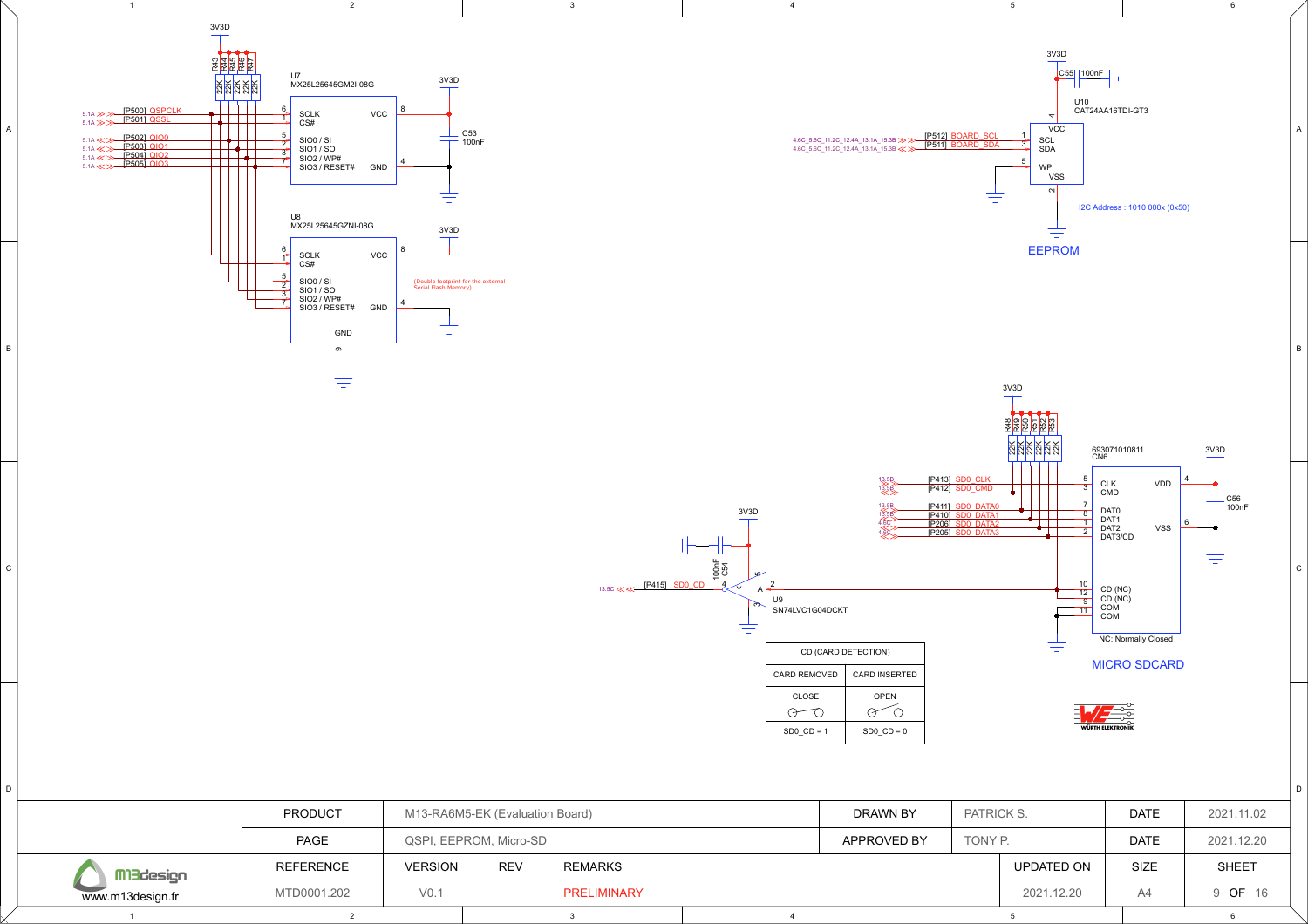## QSPI

3V3D

R43 22K, R44 22K, R45 22K, R46 22K, R47 22K

5.1A [P500] QSPCLK
5.1A [P501] QSSL
5.1A [P502] QIO0
5.1A [P503] QIO1
5.1A [P504] QIO2
5.1A [P505] QIO3

U7
MX25L25645GM2I-08G

| Pin | Name |
|---|---|
| 6 | SCLK |
| 1 | CS# |
| 5 | SIO0 / SI |
| 2 | SIO1 / SO |
| 3 | SIO2 / WP# |
| 7 | SIO3 / RESET# |
| 8 | VCC |
| 4 | GND |

3V3D
C53 100nF

U8
MX25L25645GZNI-08G

| Pin | Name |
|---|---|
| 6 | SCLK |
| 1 | CS# |
| 5 | SIO0 / SI |
| 2 | SIO1 / SO |
| 3 | SIO2 / WP# |
| 7 | SIO3 / RESET# |
| 8 | VCC |
| 4 | GND |
| 9 | GND |

3V3D

(Double footprint for the external Serial Flash Memory)

## EEPROM

3V3D
C55 100nF

U10
CAT24AA16TDI-GT3

4.6C_5.6C_11.2C_12.4A_13.1A_15.3B [P512] BOARD_SCL
4.6C_5.6C_11.2C_12.4A_13.1A_15.3B [P511] BOARD_SDA

| Pin | Name |
|---|---|
| 4 | VCC |
| 1 | SCL |
| 3 | SDA |
| 5 | WP |
| 2 | VSS |

I2C Address : 1010 000x (0x50)

EEPROM

## MICRO SDCARD

3V3D

R48 22K, R49 22K, R50 22K, R51 22K, R52 22K, R53 22K

13.5B [P413] SD0_CLK
13.5B [P412] SD0_CMD
13.5B [P411] SD0_DATA0
13.5B [P410] SD0_DATA1
4.6C [P206] SD0_DATA2
4.6C [P205] SD0_DATA3

693071010811
CN6

| Pin | Name |
|---|---|
| 5 | CLK |
| 3 | CMD |
| 7 | DAT0 |
| 8 | DAT1 |
| 1 | DAT2 |
| 2 | DAT3/CD |
| 10 | CD (NC) |
| 12 | CD (NC) |
| 9 | COM |
| 11 | COM |
| 4 | VDD |
| 6 | VSS |

NC: Normally Closed

3V3D
C56 100nF

3V3D
C54 100nF

13.5C [P415] SD0_CD

U9
SN74LVC1G04DCKT
(Y 4, A 2, 5, 3)

| CD (CARD DETECTION) | |
|---|---|
| CARD REMOVED | CARD INSERTED |
| CLOSE | OPEN |
| SD0_CD = 1 | SD0_CD = 0 |

MICRO SDCARD

WÜRTH ELEKTRONIK

| PRODUCT | M13-RA6M5-EK (Evaluation Board) | | | DRAWN BY | PATRICK S. | DATE | 2021.11.02 |
|---|---|---|---|---|---|---|---|
| PAGE | QSPI, EEPROM, Micro-SD | | | APPROVED BY | TONY P. | DATE | 2021.12.20 |
| REFERENCE | VERSION | REV | REMARKS | | UPDATED ON | SIZE | SHEET |
| MTD0001.202 | V0.1 | | PRELIMINARY | | 2021.12.20 | A4 | 9 OF 16 |

m13design
www.m13design.fr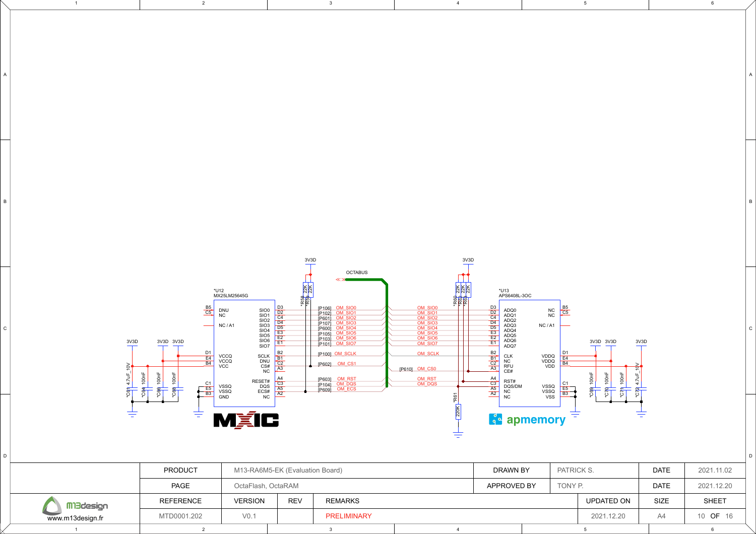**\*U12**
**MX25LM25645G**

| Pin | Signal | Pin | Signal |
|---|---|---|---|
| B5 | DNU | D3 | SIO0 |
| C5 | NC | D2 | SIO1 |
| | NC / A1 | C4 | SIO2 |
| D1 | VCCQ | D4 | SIO3 |
| E4 | VCCQ | D5 | SIO4 |
| B4 | VCC | E3 | SIO5 |
| C1 | VSSQ | E2 | SIO6 |
| E5 | VSSQ | E1 | SIO7 |
| B3 | GND | B2 | SCLK |
| | | B1 | DNU |
| | | C2 | CS# |
| | | A3 | NC |
| | | A4 | RESET# |
| | | C3 | DQS |
| | | A5 | ECS# |
| | | A2 | NC |

**\*U13**
**APS6408L-3OC**

| Pin | Signal | Pin | Signal |
|---|---|---|---|
| D3 | ADQ0 | B5 | NC |
| D2 | ADQ1 | C5 | NC |
| C4 | ADQ2 | | NC / A1 |
| D4 | ADQ3 | D1 | VDDQ |
| D5 | ADQ4 | E4 | VDDQ |
| E3 | ADQ5 | B4 | VDD |
| E2 | ADQ6 | C1 | VSSQ |
| E1 | ADQ7 | E5 | VSSQ |
| B2 | CLK | B3 | VSS |
| B1 | NC | | |
| C2 | RFU | | |
| A3 | CE# | | |
| A4 | RST# | | |
| C3 | DQS/DM | | |
| A5 | NC | | |
| A2 | NC | | |

OCTABUS

| Port | Net |
|---|---|
| [P106] | OM_SIO0 |
| [P102] | OM_SIO1 |
| [P601] | OM_SIO2 |
| [P107] | OM_SIO3 |
| [P600] | OM_SIO4 |
| [P105] | OM_SIO5 |
| [P103] | OM_SIO6 |
| [P101] | OM_SIO7 |
| [P100] | OM_SCLK |
| [P602] | OM_CS1 |
| [P610] | OM_CS0 |
| [P603] | OM_RST |
| [P104] | OM_DQS |
| [P609] | OM_ECS |

Resistors: \*R58 22K, \*R59 22K, \*R60 22K, \*R62 22K, \*R63 22K, \*R61 220K

Capacitors: \*C61 4.7uF_10V, \*C64 100nF, \*C66 100nF, \*C68 100nF, \*C69 100nF, \*C70 100nF, \*C71 100nF, \*C72 4.7uF_10V

Power: 3V3D

MXIC

apmemory

| | | | | | |
|---|---|---|---|---|---|
| PRODUCT | M13-RA6M5-EK (Evaluation Board) | DRAWN BY | PATRICK S. | DATE | 2021.11.02 |
| PAGE | OctaFlash, OctaRAM | APPROVED BY | TONY P. | DATE | 2021.12.20 |

| REFERENCE | VERSION | REV | REMARKS | UPDATED ON | SIZE | SHEET |
|---|---|---|---|---|---|---|
| MTD0001.202 | V0.1 | | PRELIMINARY | 2021.12.20 | A4 | 10 OF 16 |

m13design
www.m13design.fr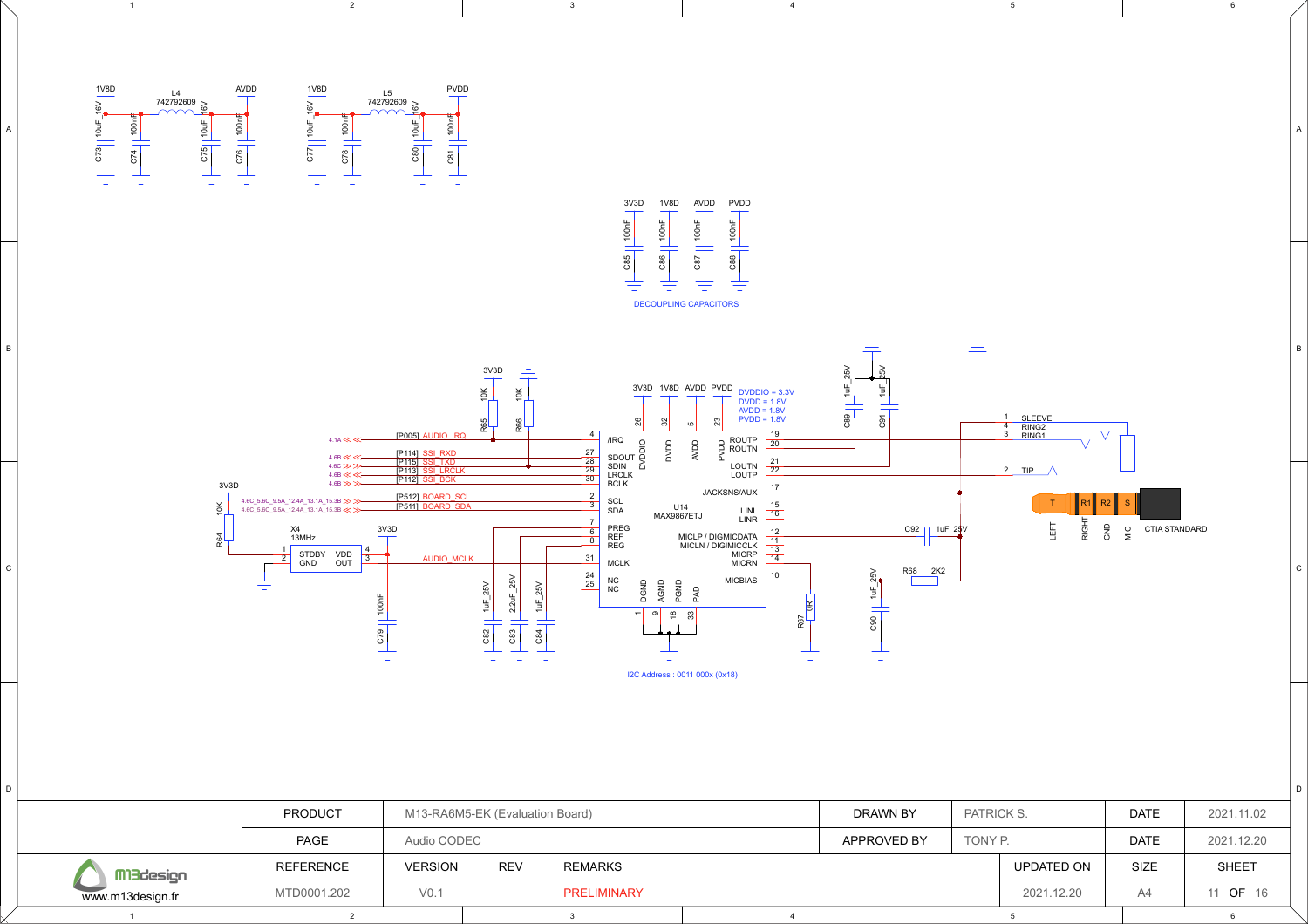## Audio CODEC

**Power filtering**

- 1V8D → L4 742792609 → AVDD; C73 10uF_16V, C74 100nF, C75 10uF_16V, C76 100nF
- 1V8D → L5 742792609 → PVDD; C77 10uF_16V, C78 100nF, C80 10uF_16V, C81 100nF

**DECOUPLING CAPACITORS**

| Rail | Capacitor | Value |
|---|---|---|
| 3V3D | C85 | 100nF |
| 1V8D | C86 | 100nF |
| AVDD | C87 | 100nF |
| PVDD | C88 | 100nF |

**U14 MAX9867ETJ**

DVDDIO = 3.3V
DVDD = 1.8V
AVDD = 1.8V
PVDD = 1.8V

| Pin | Name | Connection |
|---|---|---|
| 4 | /IRQ | [P005] AUDIO_IRQ (4.1A), pull-up R65 10K to 3V3D |
| 27 | SDOUT | [P114] SSI_RXD (4.6B) |
| 28 | SDIN | [P115] SSI_TXD (4.6C) |
| 29 | LRCLK | [P113] SSI_LRCLK (4.6B) |
| 30 | BCLK | [P112] SSI_BCK (4.6B) |
| 2 | SCL | [P512] BOARD_SCL (4.6C_5.6C_9.5A_12.4A_13.1A_15.3B) |
| 3 | SDA | [P511] BOARD_SDA (4.6C_5.6C_9.5A_12.4A_13.1A_15.3B) |
| 7 | PREG | C82 1uF_25V |
| 6 | REF | C83 2.2uF_25V |
| 8 | REG | C84 1uF_25V |
| 31 | MCLK | AUDIO_MCLK |
| 24, 25 | NC | — |
| 26 | DVDDIO | 3V3D |
| 32 | DVDD | 1V8D |
| 5 | AVDD | AVDD |
| 23 | PVDD | PVDD |
| 19 | ROUTP | RING1 |
| 20 | ROUTN | C89 1uF_25V |
| 21 | LOUTN | C91 1uF_25V |
| 22 | LOUTP | TIP |
| 17 | JACKSNS/AUX | Jack sense |
| 15 | LINL | — |
| 16 | LINR | — |
| 12 | MICLP / DIGIMICDATA | C92 1uF_25V |
| 11 | MICLN / DIGIMICCLK | — |
| 13 | MICRP | — |
| 14 | MICRN | R67 0R to GND |
| 10 | MICBIAS | R68 2K2, C90 1uF_25V |
| 1, 9, 18, 33 | DGND, AGND, PGND, PAD | GND |

R66 10K pull-up to 3V3D on SSI_TXD line.

I2C Address : 0011 000x (0x18)

**Clock**

X4 13MHz: 1 STDBY (R64 10K to 3V3D), 2 GND, 4 VDD (3V3D, C79 100nF), 3 OUT → AUDIO_MCLK

**Audio jack**

1 SLEEVE, 4 RING2, 3 RING1, 2 TIP

T – R1 – R2 – S: LEFT, RIGHT, GND, MIC — CTIA STANDARD

| PRODUCT | M13-RA6M5-EK (Evaluation Board) | | | DRAWN BY | PATRICK S. | DATE | 2021.11.02 |
|---|---|---|---|---|---|---|---|
| PAGE | Audio CODEC | | | APPROVED BY | TONY P. | DATE | 2021.12.20 |
| REFERENCE | VERSION | REV | REMARKS | | UPDATED ON | SIZE | SHEET |
| MTD0001.202 | V0.1 | | PRELIMINARY | | 2021.12.20 | A4 | 11 OF 16 |

m13design
www.m13design.fr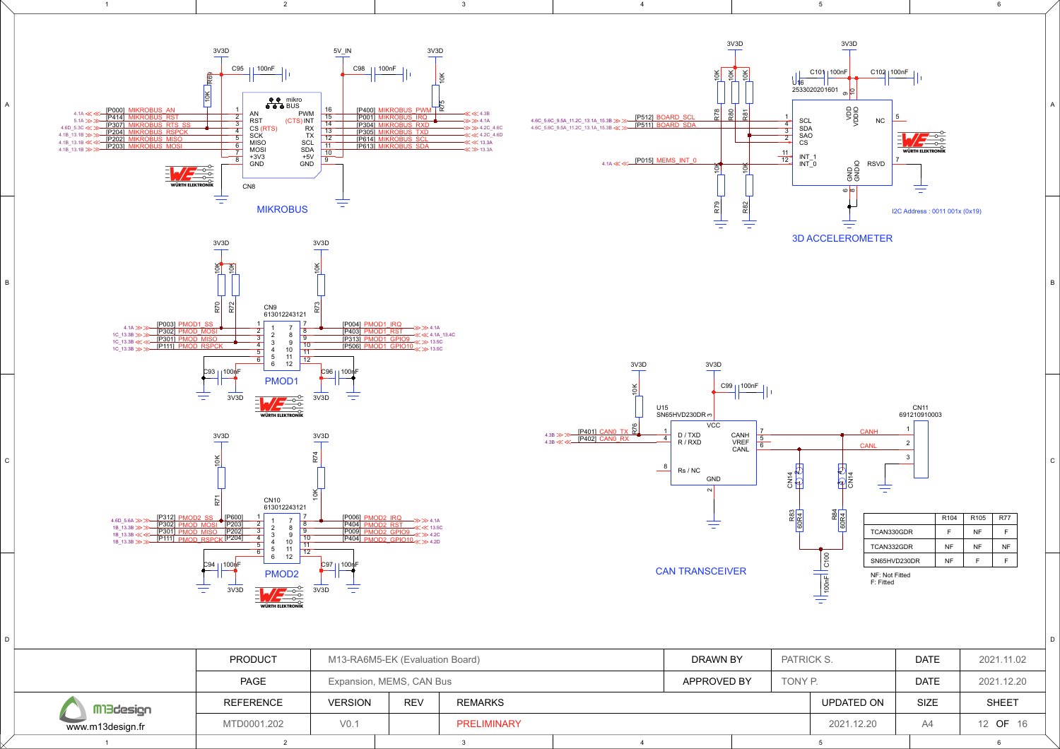## MIKROBUS

CN8

| Signal | Net | Pin | Pin | Net | Signal |
|---|---|---|---|---|---|
| AN | [P000] MIKROBUS_AN | 1 | 16 | [P400] MIKROBUS_PWM | PWM |
| RST | [P414] MIKROBUS_RST | 2 | 15 | [P001] MIKROBUS_IRQ | (CTS) INT |
| CS (RTS) | [P307] MIKROBUS_RTS_SS | 3 | 14 | [P304] MIKROBUS_RXD | RX |
| SCK | [P204] MIKROBUS_RSPCK | 4 | 13 | [P305] MIKROBUS_TXD | TX |
| MISO | [P202] MIKROBUS_MISO | 5 | 12 | [P614] MIKROBUS_SCL | SCL |
| MOSI | [P203] MIKROBUS_MOSI | 6 | 11 | [P613] MIKROBUS_SDA | SDA |
| +3V3 | | 7 | 10 | | +5V |
| GND | | 8 | 9 | | GND |

C95 100nF (3V3D), C98 100nF (5V_IN), R69 10K, R75 10K

## 3D ACCELEROMETER

U16 2533020201601

| Pin | Signal | Net |
|---|---|---|
| 1 | SCL | [P512] BOARD_SCL |
| 4 | SDA | [P511] BOARD_SDA |
| 3 | SAO | |
| 2 | CS | |
| 11 | INT_1 | |
| 12 | INT_0 | [P015] MEMS_INT_0 |
| 9 | VDD | 3V3D |
| 10 | VDDIO | 3V3D |
| 5 | NC | |
| 7 | RSVD | |
| 6 | GND | |
| 8 | GNDIO | |

R78 10K, R80 10K, R81 10K, R79 10K, R82 10K, C101 100nF, C102 100nF

I2C Address : 0011 001x (0x19)

## PMOD1

CN9 613012243121

| Net | Pin | Pin | Net |
|---|---|---|---|
| [P003] PMOD1_SS | 1 | 7 | [P004] PMOD1_IRQ |
| [P302] PMOD_MOSI | 2 | 8 | [P403] PMOD1_RST |
| [P301] PMOD_MISO | 3 | 9 | [P313] PMOD1_GPIO9 |
| [P111] PMOD_RSPCK | 4 | 10 | [P506] PMOD1_GPIO10 |
| | 5 | 11 | |
| | 6 | 12 | |

R70 10K, R72 10K, R73 10K, C93 100nF, C96 100nF

## PMOD2

CN10 613012243121

| Net | Pin | Pin | Net |
|---|---|---|---|
| [P312] PMOD2_SS [P600] | 1 | 7 | [P006] PMOD2_IRQ |
| [P302] PMOD_MOSI [P203] | 2 | 8 | [P404] PMOD2_RST |
| [P301] PMOD_MISO [P202] | 3 | 9 | [P009] PMOD2_GPIO9 |
| [P111] PMOD_RSPCK [P204] | 4 | 10 | [P404] PMOD2_GPIO10 |
| | 5 | 11 | |
| | 6 | 12 | |

R71 10K, R74 10K, C94 100nF, C97 100nF

## CAN TRANSCEIVER

U15 SN65HVD230DR

| Pin | Signal | Net |
|---|---|---|
| 1 | D / TXD | [P401] CAN0_TX |
| 4 | R / RXD | [P402] CAN0_RX |
| 8 | Rs / NC | |
| 3 | VCC | 3V3D |
| 2 | GND | |
| 7 | CANH | CANH |
| 5 | VREF | |
| 6 | CANL | CANL |

CN11 691210910003: 1 CANH, 2 CANL, 3 GND

R76 10K, C99 100nF, CN14, R83 60R4, R84 60R4, C100 100nF

| | R104 | R105 | R77 |
|---|---|---|---|
| TCAN330GDR | F | NF | F |
| TCAN332GDR | NF | NF | NF |
| SN65HVD230DR | NF | F | F |

NF: Not Fitted
F: Fitted

| PRODUCT | M13-RA6M5-EK (Evaluation Board) | | | DRAWN BY | PATRICK S. | DATE | 2021.11.02 |
|---|---|---|---|---|---|---|---|
| PAGE | Expansion, MEMS, CAN Bus | | | APPROVED BY | TONY P. | DATE | 2021.12.20 |
| REFERENCE | VERSION | REV | REMARKS | | UPDATED ON | SIZE | SHEET |
| MTD0001.202 | V0.1 | | PRELIMINARY | | 2021.12.20 | A4 | 12 OF 16 |

m13design — www.m13design.fr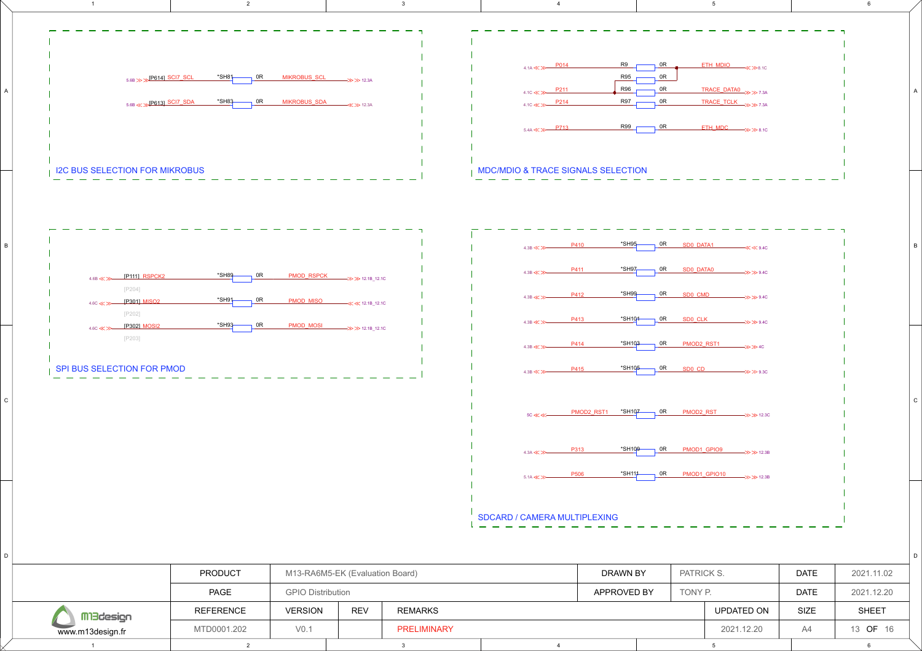## I2C BUS SELECTION FOR MIKROBUS

| Ref | Port | Signal | Jumper | Value | Net | Dest |
|---|---|---|---|---|---|---|
| 5.6B | [P614] | SCI7_SCL | *SH81 | 0R | MIKROBUS_SCL | 12.3A |
| 5.6B | [P613] | SCI7_SDA | *SH83 | 0R | MIKROBUS_SDA | 12.3A |

## MDC/MDIO & TRACE SIGNALS SELECTION

| Ref | Port | Resistor | Value | Net | Dest |
|---|---|---|---|---|---|
| 4.1A | P014 | R9 | 0R | ETH_MDIO | 8.1C |
| | | R95 | 0R | | |
| 4.1C | P211 | R96 | 0R | TRACE_DATA0 | 7.3A |
| 4.1C | P214 | R97 | 0R | TRACE_TCLK | 7.3A |
| 5.4A | P713 | R99 | 0R | ETH_MDC | 8.1C |

## SPI BUS SELECTION FOR PMOD

| Ref | Port | Signal | Alt | Jumper | Value | Net | Dest |
|---|---|---|---|---|---|---|---|
| 4.6B | [P111] | RSPCK2 | [P204] | *SH89 | 0R | PMOD_RSPCK | 12.1B_12.1C |
| 4.6C | [P301] | MISO2 | [P202] | *SH91 | 0R | PMOD_MISO | 12.1B_12.1C |
| 4.6C | [P302] | MOSI2 | [P203] | *SH93 | 0R | PMOD_MOSI | 12.1B_12.1C |

## SDCARD / CAMERA MULTIPLEXING

| Ref | Port | Jumper | Value | Net | Dest |
|---|---|---|---|---|---|
| 4.3B | P410 | *SH95 | 0R | SD0_DATA1 | 9.4C |
| 4.3B | P411 | *SH97 | 0R | SD0_DATA0 | 9.4C |
| 4.3B | P412 | *SH99 | 0R | SD0_CMD | 9.4C |
| 4.3B | P413 | *SH101 | 0R | SD0_CLK | 9.4C |
| 4.3B | P414 | *SH103 | 0R | PMOD2_RST1 | 4C |
| 4.3B | P415 | *SH105 | 0R | SD0_CD | 9.3C |
| 5C | PMOD2_RST1 | *SH107 | 0R | PMOD2_RST | 12.3C |
| 4.3A | P313 | *SH109 | 0R | PMOD1_GPIO9 | 12.3B |
| 5.1A | P506 | *SH111 | 0R | PMOD1_GPIO10 | 12.3B |

| PRODUCT | M13-RA6M5-EK (Evaluation Board) | | | DRAWN BY | PATRICK S. | DATE | 2021.11.02 |
|---|---|---|---|---|---|---|---|
| PAGE | GPIO Distribution | | | APPROVED BY | TONY P. | DATE | 2021.12.20 |
| REFERENCE | VERSION | REV | REMARKS | | UPDATED ON | SIZE | SHEET |
| MTD0001.202 | V0.1 | | PRELIMINARY | | 2021.12.20 | A4 | 13 OF 16 |

m13design
www.m13design.fr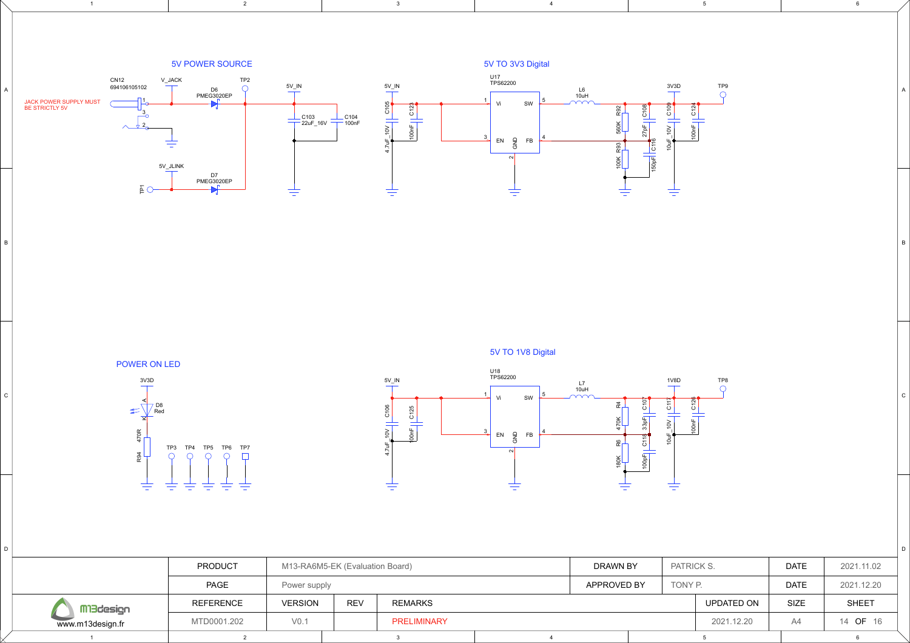## 5V POWER SOURCE

CN12
694106105102

JACK POWER SUPPLY MUST BE STRICTLY 5V

V_JACK

D6
PMEG3020EP

TP2

5V_IN

C103
22uF_16V

C104
100nF

5V_JLINK

TP1

D7
PMEG3020EP

## 5V TO 3V3 Digital

5V_IN

C105
4.7uF_10V

C123
100nF

U17
TPS62200

Vi, SW, EN, GND, FB

L6
10uH

R92
560K

R93
100K

C108
27pF

C116
150pF

3V3D

C109
10uF_10V

C124
100nF

TP9

## POWER ON LED

3V3D

D8
Red

R94
470R

TP3 TP4 TP5 TP6 TP7

## 5V TO 1V8 Digital

5V_IN

C106
4.7uF_10V

C125
100nF

U18
TPS62200

Vi, SW, EN, GND, FB

L7
10uH

R4
470K

R6
180K

C107
33pF

C118
100pF

1V8D

C117
10uF_10V

C126
100nF

TP8

| PRODUCT | M13-RA6M5-EK (Evaluation Board) | | | DRAWN BY | PATRICK S. | DATE | 2021.11.02 |
|---|---|---|---|---|---|---|---|
| PAGE | Power supply | | | APPROVED BY | TONY P. | DATE | 2021.12.20 |
| REFERENCE | VERSION | REV | REMARKS | | UPDATED ON | SIZE | SHEET |
| MTD0001.202 | V0.1 | | PRELIMINARY | | 2021.12.20 | A4 | 14 OF 16 |

m13design
www.m13design.fr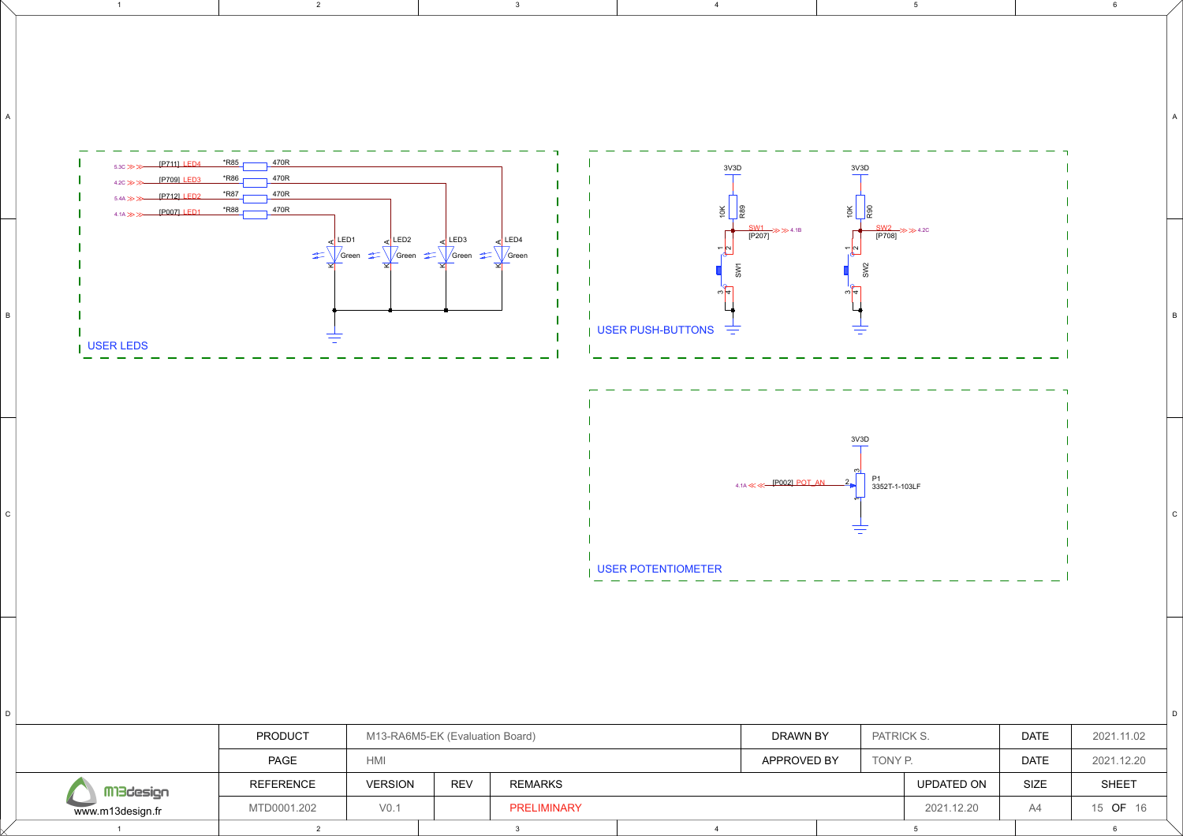## USER LEDS

| Net | Signal | Resistor | Value | LED | Color |
|---|---|---|---|---|---|
| 5.3C | [P711] LED4 | *R85 | 470R | LED4 | Green |
| 4.2C | [P709] LED3 | *R86 | 470R | LED3 | Green |
| 5.4A | [P712] LED2 | *R87 | 470R | LED2 | Green |
| 4.1A | [P007] LED1 | *R88 | 470R | LED1 | Green |

## USER PUSH-BUTTONS

| Switch | Signal | Net | Pull-up | Value | Supply |
|---|---|---|---|---|---|
| SW1 | SW1 [P207] | 4.1B | R89 | 10K | 3V3D |
| SW2 | SW2 [P708] | 4.2C | R90 | 10K | 3V3D |

## USER POTENTIOMETER

4.1A — [P002] POT_AN — 2 — P1 3352T-1-103LF — 3V3D

| PRODUCT | M13-RA6M5-EK (Evaluation Board) | | | DRAWN BY | PATRICK S. | DATE | 2021.11.02 |
|---|---|---|---|---|---|---|---|
| PAGE | HMI | | | APPROVED BY | TONY P. | DATE | 2021.12.20 |
| REFERENCE | VERSION | REV | REMARKS | | UPDATED ON | SIZE | SHEET |
| MTD0001.202 | V0.1 | | PRELIMINARY | | 2021.12.20 | A4 | 15 OF 16 |

m13design
www.m13design.fr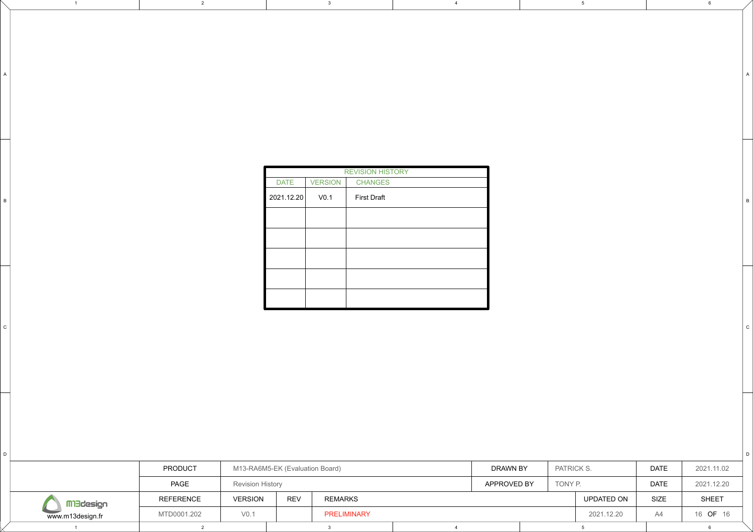| REVISION HISTORY | | |
|---|---|---|
| DATE | VERSION | CHANGES |
| 2021.12.20 | V0.1 | First Draft |
| | | |
| | | |
| | | |
| | | |
| | | |

| | | | | | | | | |
|---|---|---|---|---|---|---|---|---|
| | PRODUCT | M13-RA6M5-EK (Evaluation Board) | | | DRAWN BY | PATRICK S. | DATE | 2021.11.02 |
| | PAGE | Revision History | | | APPROVED BY | TONY P. | DATE | 2021.12.20 |
| m13design | REFERENCE | VERSION | REV | REMARKS | | UPDATED ON | SIZE | SHEET |
| www.m13design.fr | MTD0001.202 | V0.1 | | PRELIMINARY | | 2021.12.20 | A4 | 16 OF 16 |